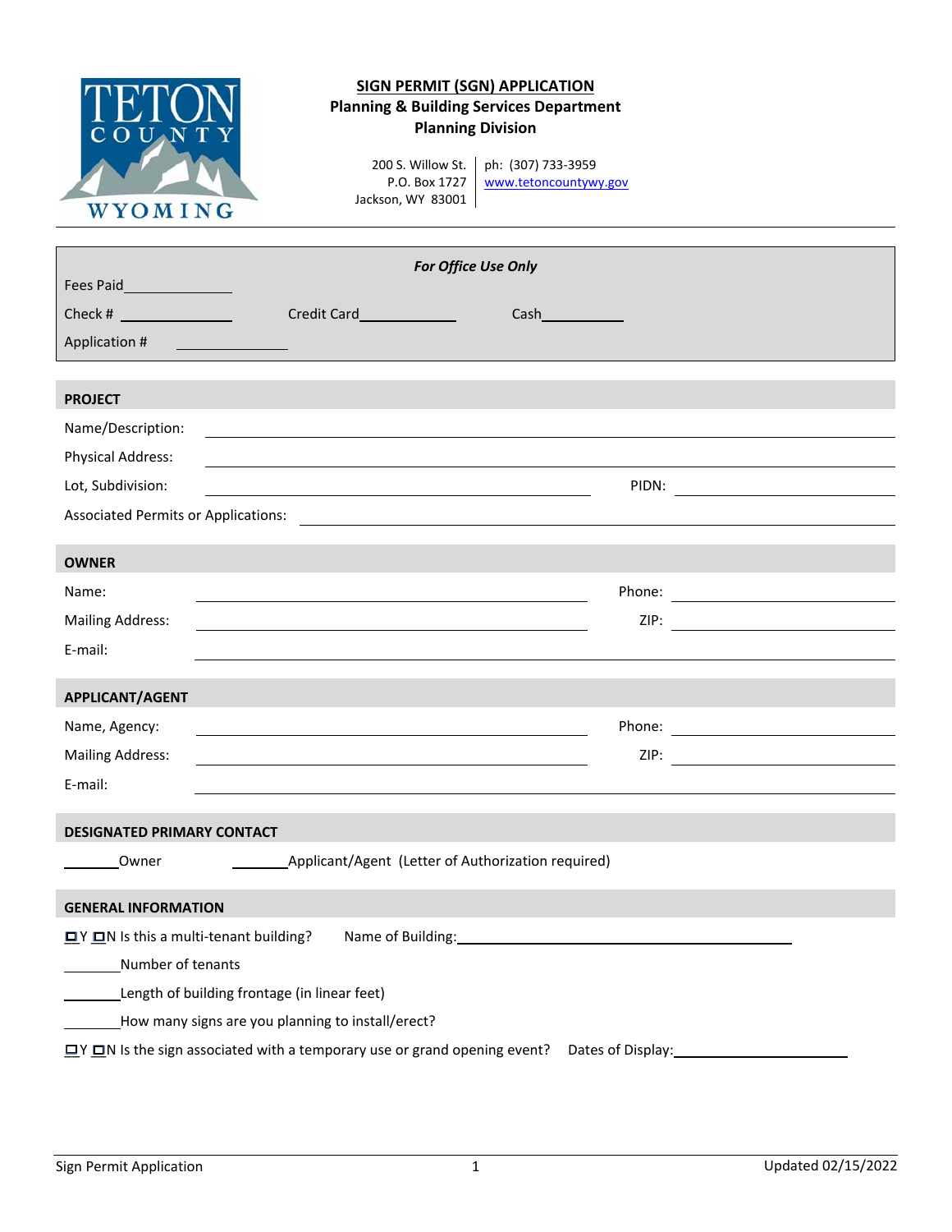TETON COUNTY WYOMING

# SIGN PERMIT (SGN) APPLICATION

**Planning & Building Services Department**
**Planning Division**

200 S. Willow St.
P.O. Box 1727
Jackson, WY 83001

ph: (307) 733-3959
www.tetoncountywy.gov

*For Office Use Only*

Fees Paid______________

Check # ______________ Credit Card______________ Cash____________

Application # ______________

## PROJECT

Name/Description: ______________________________

Physical Address: ______________________________

Lot, Subdivision: ______________________________ PIDN: ______________

Associated Permits or Applications: ______________________________

## OWNER

Name: ______________________________ Phone: ______________

Mailing Address: ______________________________ ZIP: ______________

E-mail: ______________________________

## APPLICANT/AGENT

Name, Agency: ______________________________ Phone: ______________

Mailing Address: ______________________________ ZIP: ______________

E-mail: ______________________________

## DESIGNATED PRIMARY CONTACT

_______Owner _______Applicant/Agent (Letter of Authorization required)

## GENERAL INFORMATION

☐Y ☐N Is this a multi-tenant building? Name of Building:______________________________

_______Number of tenants

_______Length of building frontage (in linear feet)

_______How many signs are you planning to install/erect?

☐Y ☐N Is the sign associated with a temporary use or grand opening event? Dates of Display:______________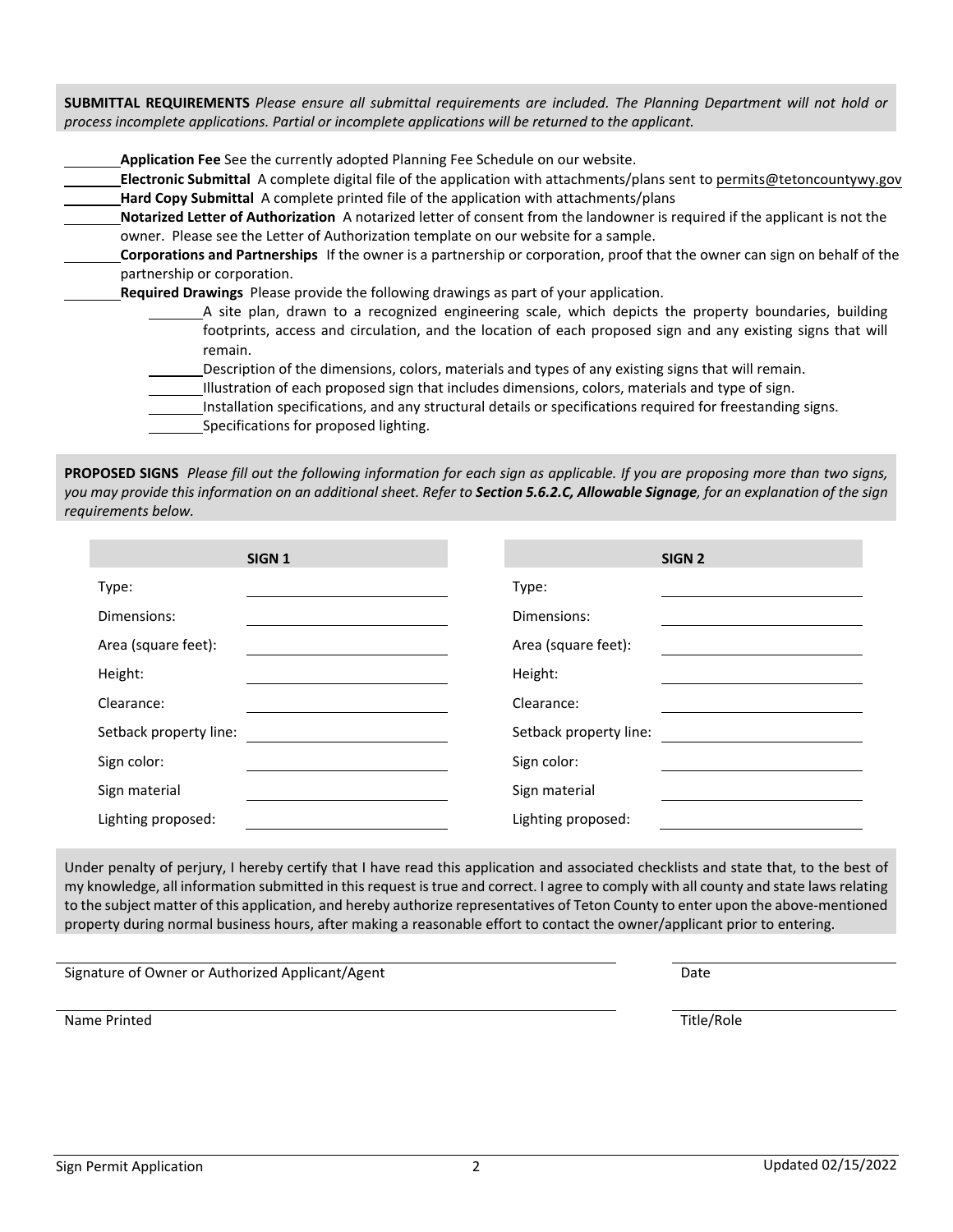**SUBMITTAL REQUIREMENTS** *Please ensure all submittal requirements are included. The Planning Department will not hold or process incomplete applications. Partial or incomplete applications will be returned to the applicant.*

_______ **Application Fee** See the currently adopted Planning Fee Schedule on our website.
_______ **Electronic Submittal** A complete digital file of the application with attachments/plans sent to permits@tetoncountywy.gov
_______ **Hard Copy Submittal** A complete printed file of the application with attachments/plans
_______ **Notarized Letter of Authorization** A notarized letter of consent from the landowner is required if the applicant is not the owner. Please see the Letter of Authorization template on our website for a sample.
_______ **Corporations and Partnerships** If the owner is a partnership or corporation, proof that the owner can sign on behalf of the partnership or corporation.
_______ **Required Drawings** Please provide the following drawings as part of your application.

- _______ A site plan, drawn to a recognized engineering scale, which depicts the property boundaries, building footprints, access and circulation, and the location of each proposed sign and any existing signs that will remain.
- _______ Description of the dimensions, colors, materials and types of any existing signs that will remain.
- _______ Illustration of each proposed sign that includes dimensions, colors, materials and type of sign.
- _______ Installation specifications, and any structural details or specifications required for freestanding signs.
- _______ Specifications for proposed lighting.

**PROPOSED SIGNS** *Please fill out the following information for each sign as applicable. If you are proposing more than two signs, you may provide this information on an additional sheet. Refer to* ***Section 5.6.2.C, Allowable Signage****, for an explanation of the sign requirements below.*

| SIGN 1 | | SIGN 2 | |
|---|---|---|---|
| Type: | | Type: | |
| Dimensions: | | Dimensions: | |
| Area (square feet): | | Area (square feet): | |
| Height: | | Height: | |
| Clearance: | | Clearance: | |
| Setback property line: | | Setback property line: | |
| Sign color: | | Sign color: | |
| Sign material | | Sign material | |
| Lighting proposed: | | Lighting proposed: | |

Under penalty of perjury, I hereby certify that I have read this application and associated checklists and state that, to the best of my knowledge, all information submitted in this request is true and correct. I agree to comply with all county and state laws relating to the subject matter of this application, and hereby authorize representatives of Teton County to enter upon the above-mentioned property during normal business hours, after making a reasonable effort to contact the owner/applicant prior to entering.

_______________________________________ _______________
Signature of Owner or Authorized Applicant/Agent Date

_______________________________________ _______________
Name Printed Title/Role